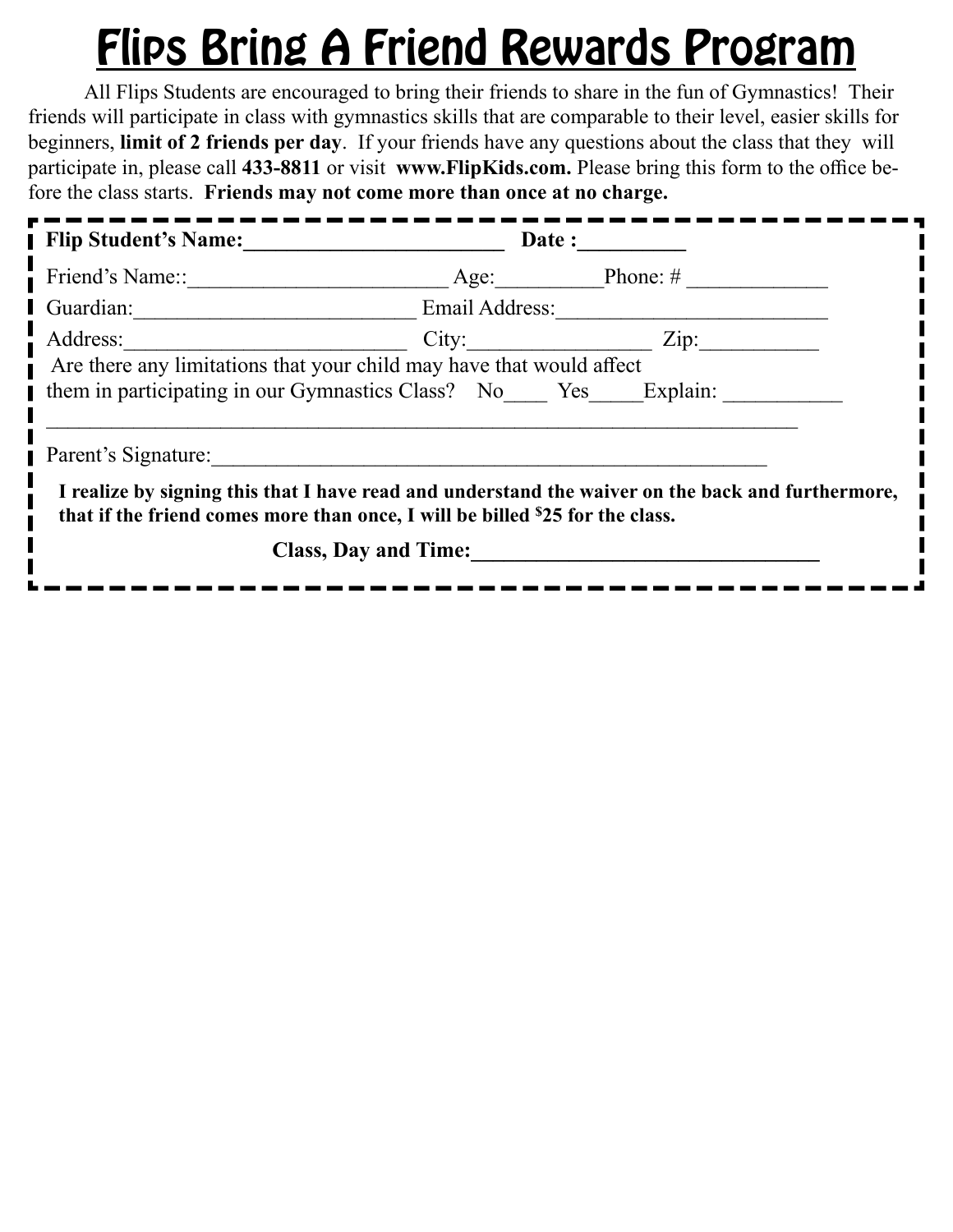# Flips Bring A Friend Rewards Program

All Flips Students are encouraged to bring their friends to share in the fun of Gymnastics! Their friends will participate in class with gymnastics skills that are comparable to their level, easier skills for beginners, **limit of 2 friends per day**. If your friends have any questions about the class that they will participate in, please call **433-8811** or visit **www.FlipKids.com.** Please bring this form to the office before the class starts. **Friends may not come more than once at no charge.**

**Flip Student's Name:________________________ Date :_________**

Friend's Name::________________________ Age:_________Phone: # ____________

Guardian:__________________________ Email Address:________________________

Address:__________________________ City:________________ Zip:__________

Are there any limitations that your child may have that would affect them in participating in our Gymnastics Class? No____ Yes_____Explain: __________

______________________________________________________________________

Parent's Signature:_____________________________________________________

**I realize by signing this that I have read and understand the waiver on the back and furthermore, that if the friend comes more than once, I will be billed $25 for the class.**

**Class, Day and Time:_______________________________**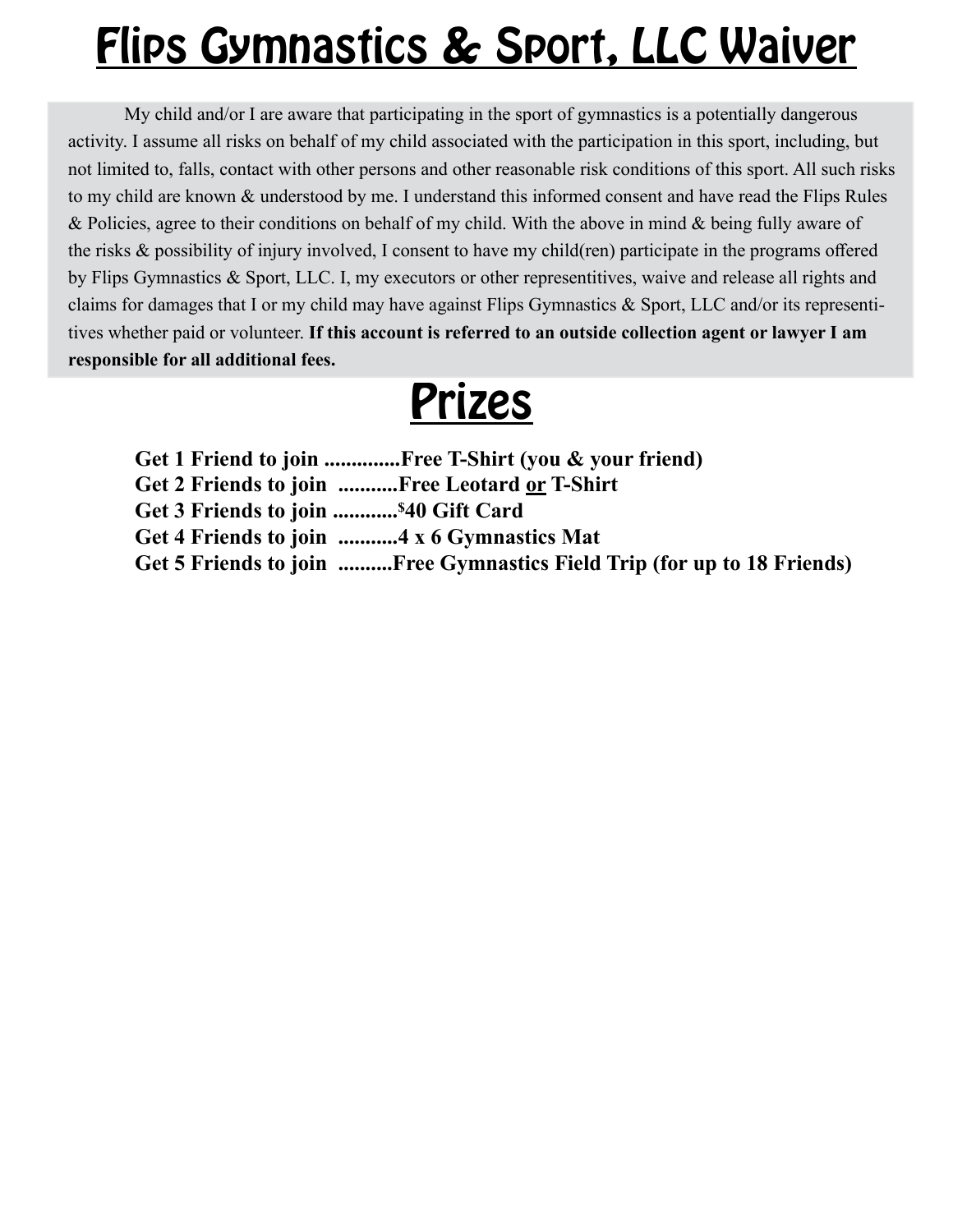# Flips Gymnastics & Sport, LLC Waiver

My child and/or I are aware that participating in the sport of gymnastics is a potentially dangerous activity. I assume all risks on behalf of my child associated with the participation in this sport, including, but not limited to, falls, contact with other persons and other reasonable risk conditions of this sport. All such risks to my child are known & understood by me. I understand this informed consent and have read the Flips Rules & Policies, agree to their conditions on behalf of my child. With the above in mind & being fully aware of the risks & possibility of injury involved, I consent to have my child(ren) participate in the programs offered by Flips Gymnastics & Sport, LLC. I, my executors or other representitives, waive and release all rights and claims for damages that I or my child may have against Flips Gymnastics & Sport, LLC and/or its representitives whether paid or volunteer. **If this account is referred to an outside collection agent or lawyer I am responsible for all additional fees.**

# Prizes

**Get 1 Friend to join ..............Free T-Shirt (you & your friend)**
**Get 2 Friends to join ...........Free Leotard or T-Shirt**
**Get 3 Friends to join ............$40 Gift Card**
**Get 4 Friends to join ...........4 x 6 Gymnastics Mat**
**Get 5 Friends to join ..........Free Gymnastics Field Trip (for up to 18 Friends)**